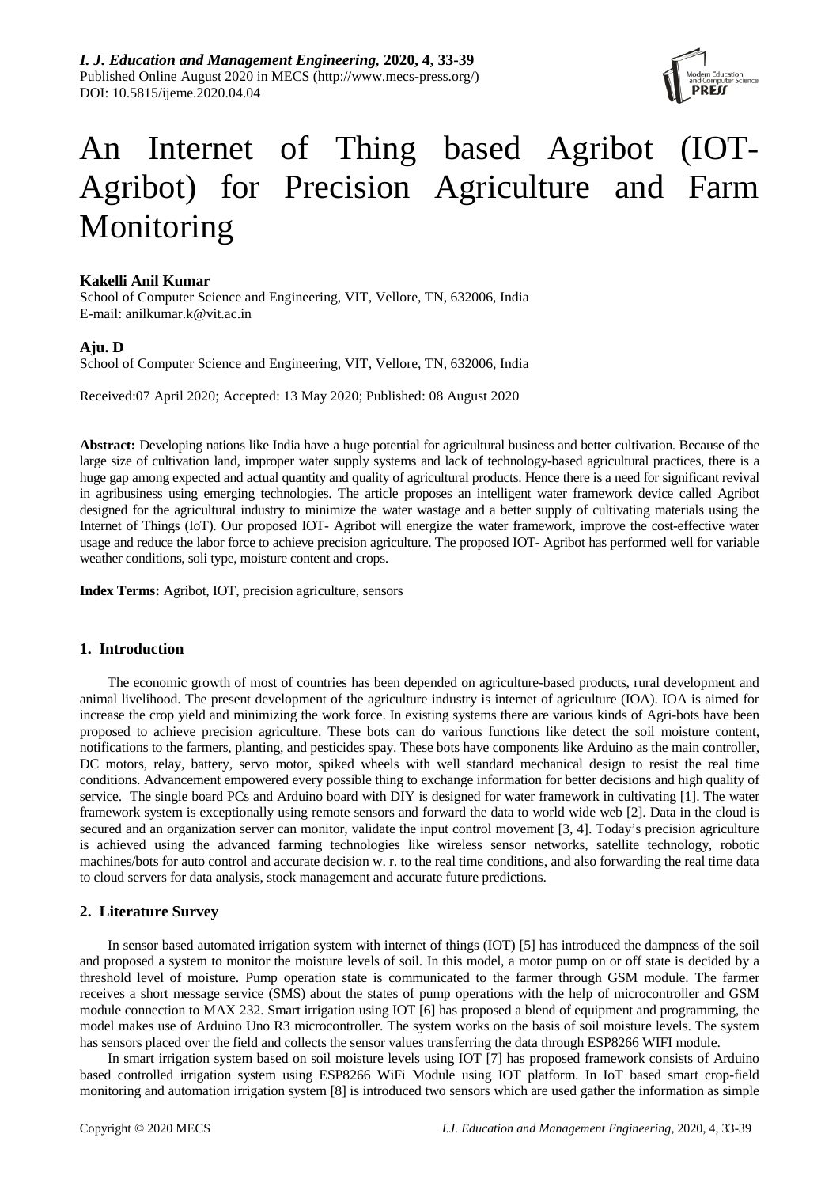# An Internet of Thing based Agribot (IOT-Agribot) for Precision Agriculture and Farm Monitoring

**Kakelli Anil Kumar**
School of Computer Science and Engineering, VIT, Vellore, TN, 632006, India
E-mail: anilkumar.k@vit.ac.in

**Aju. D**
School of Computer Science and Engineering, VIT, Vellore, TN, 632006, India

Received:07 April 2020; Accepted: 13 May 2020; Published: 08 August 2020

**Abstract:** Developing nations like India have a huge potential for agricultural business and better cultivation. Because of the large size of cultivation land, improper water supply systems and lack of technology-based agricultural practices, there is a huge gap among expected and actual quantity and quality of agricultural products. Hence there is a need for significant revival in agribusiness using emerging technologies. The article proposes an intelligent water framework device called Agribot designed for the agricultural industry to minimize the water wastage and a better supply of cultivating materials using the Internet of Things (IoT). Our proposed IOT- Agribot will energize the water framework, improve the cost-effective water usage and reduce the labor force to achieve precision agriculture. The proposed IOT- Agribot has performed well for variable weather conditions, soli type, moisture content and crops.

**Index Terms:** Agribot, IOT, precision agriculture, sensors

## 1. Introduction

The economic growth of most of countries has been depended on agriculture-based products, rural development and animal livelihood. The present development of the agriculture industry is internet of agriculture (IOA). IOA is aimed for increase the crop yield and minimizing the work force. In existing systems there are various kinds of Agri-bots have been proposed to achieve precision agriculture. These bots can do various functions like detect the soil moisture content, notifications to the farmers, planting, and pesticides spay. These bots have components like Arduino as the main controller, DC motors, relay, battery, servo motor, spiked wheels with well standard mechanical design to resist the real time conditions. Advancement empowered every possible thing to exchange information for better decisions and high quality of service. The single board PCs and Arduino board with DIY is designed for water framework in cultivating [1]. The water framework system is exceptionally using remote sensors and forward the data to world wide web [2]. Data in the cloud is secured and an organization server can monitor, validate the input control movement [3, 4]. Today's precision agriculture is achieved using the advanced farming technologies like wireless sensor networks, satellite technology, robotic machines/bots for auto control and accurate decision w. r. to the real time conditions, and also forwarding the real time data to cloud servers for data analysis, stock management and accurate future predictions.

## 2. Literature Survey

In sensor based automated irrigation system with internet of things (IOT) [5] has introduced the dampness of the soil and proposed a system to monitor the moisture levels of soil. In this model, a motor pump on or off state is decided by a threshold level of moisture. Pump operation state is communicated to the farmer through GSM module. The farmer receives a short message service (SMS) about the states of pump operations with the help of microcontroller and GSM module connection to MAX 232. Smart irrigation using IOT [6] has proposed a blend of equipment and programming, the model makes use of Arduino Uno R3 microcontroller. The system works on the basis of soil moisture levels. The system has sensors placed over the field and collects the sensor values transferring the data through ESP8266 WIFI module.

In smart irrigation system based on soil moisture levels using IOT [7] has proposed framework consists of Arduino based controlled irrigation system using ESP8266 WiFi Module using IOT platform. In IoT based smart crop-field monitoring and automation irrigation system [8] is introduced two sensors which are used gather the information as simple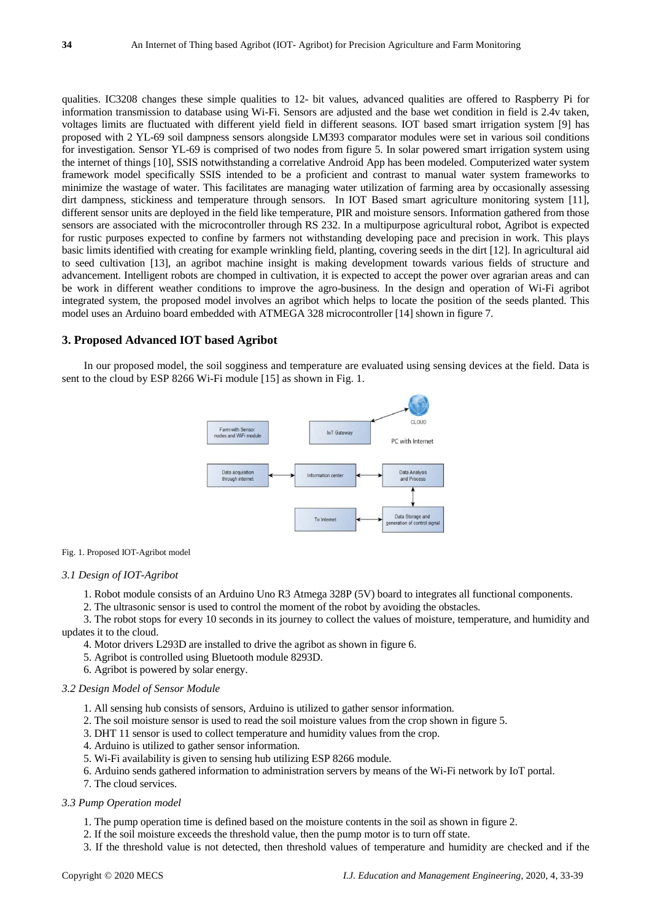qualities. IC3208 changes these simple qualities to 12- bit values, advanced qualities are offered to Raspberry Pi for information transmission to database using Wi-Fi. Sensors are adjusted and the base wet condition in field is 2.4v taken, voltages limits are fluctuated with different yield field in different seasons. IOT based smart irrigation system [9] has proposed with 2 YL-69 soil dampness sensors alongside LM393 comparator modules were set in various soil conditions for investigation. Sensor YL-69 is comprised of two nodes from figure 5. In solar powered smart irrigation system using the internet of things [10], SSIS notwithstanding a correlative Android App has been modeled. Computerized water system framework model specifically SSIS intended to be a proficient and contrast to manual water system frameworks to minimize the wastage of water. This facilitates are managing water utilization of farming area by occasionally assessing dirt dampness, stickiness and temperature through sensors. In IOT Based smart agriculture monitoring system [11], different sensor units are deployed in the field like temperature, PIR and moisture sensors. Information gathered from those sensors are associated with the microcontroller through RS 232. In a multipurpose agricultural robot, Agribot is expected for rustic purposes expected to confine by farmers not withstanding developing pace and precision in work. This plays basic limits identified with creating for example wrinkling field, planting, covering seeds in the dirt [12]. In agricultural aid to seed cultivation [13], an agribot machine insight is making development towards various fields of structure and advancement. Intelligent robots are chomped in cultivation, it is expected to accept the power over agrarian areas and can be work in different weather conditions to improve the agro-business. In the design and operation of Wi-Fi agribot integrated system, the proposed model involves an agribot which helps to locate the position of the seeds planted. This model uses an Arduino board embedded with ATMEGA 328 microcontroller [14] shown in figure 7.

## 3. Proposed Advanced IOT based Agribot

In our proposed model, the soil sogginess and temperature are evaluated using sensing devices at the field. Data is sent to the cloud by ESP 8266 Wi-Fi module [15] as shown in Fig. 1.

Farm with Sensor nodes and WiFi module | IoT Gateway | CLOUD | PC with Internet | Data acquisition through internet | Information center | Data Analysis and Process | To Internet | Data Storage and generation of control signal

Fig. 1. Proposed IOT-Agribot model

### *3.1 Design of IOT-Agribot*

1. Robot module consists of an Arduino Uno R3 Atmega 328P (5V) board to integrates all functional components.
2. The ultrasonic sensor is used to control the moment of the robot by avoiding the obstacles.
3. The robot stops for every 10 seconds in its journey to collect the values of moisture, temperature, and humidity and updates it to the cloud.
4. Motor drivers L293D are installed to drive the agribot as shown in figure 6.
5. Agribot is controlled using Bluetooth module 8293D.
6. Agribot is powered by solar energy.

### *3.2 Design Model of Sensor Module*

1. All sensing hub consists of sensors, Arduino is utilized to gather sensor information.
2. The soil moisture sensor is used to read the soil moisture values from the crop shown in figure 5.
3. DHT 11 sensor is used to collect temperature and humidity values from the crop.
4. Arduino is utilized to gather sensor information.
5. Wi-Fi availability is given to sensing hub utilizing ESP 8266 module.
6. Arduino sends gathered information to administration servers by means of the Wi-Fi network by IoT portal.
7. The cloud services.

### *3.3 Pump Operation model*

1. The pump operation time is defined based on the moisture contents in the soil as shown in figure 2.
2. If the soil moisture exceeds the threshold value, then the pump motor is to turn off state.
3. If the threshold value is not detected, then threshold values of temperature and humidity are checked and if the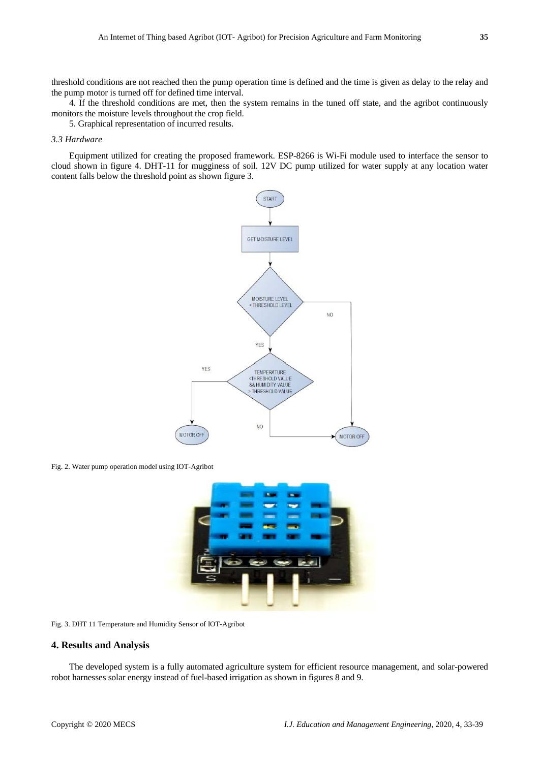threshold conditions are not reached then the pump operation time is defined and the time is given as delay to the relay and the pump motor is turned off for defined time interval.

4. If the threshold conditions are met, then the system remains in the tuned off state, and the agribot continuously monitors the moisture levels throughout the crop field.

5. Graphical representation of incurred results.

### *3.3 Hardware*

Equipment utilized for creating the proposed framework. ESP-8266 is Wi-Fi module used to interface the sensor to cloud shown in figure 4. DHT-11 for mugginess of soil. 12V DC pump utilized for water supply at any location water content falls below the threshold point as shown figure 3.

Fig. 2. Water pump operation model using IOT-Agribot

Fig. 3. DHT 11 Temperature and Humidity Sensor of IOT-Agribot

## 4. Results and Analysis

The developed system is a fully automated agriculture system for efficient resource management, and solar-powered robot harnesses solar energy instead of fuel-based irrigation as shown in figures 8 and 9.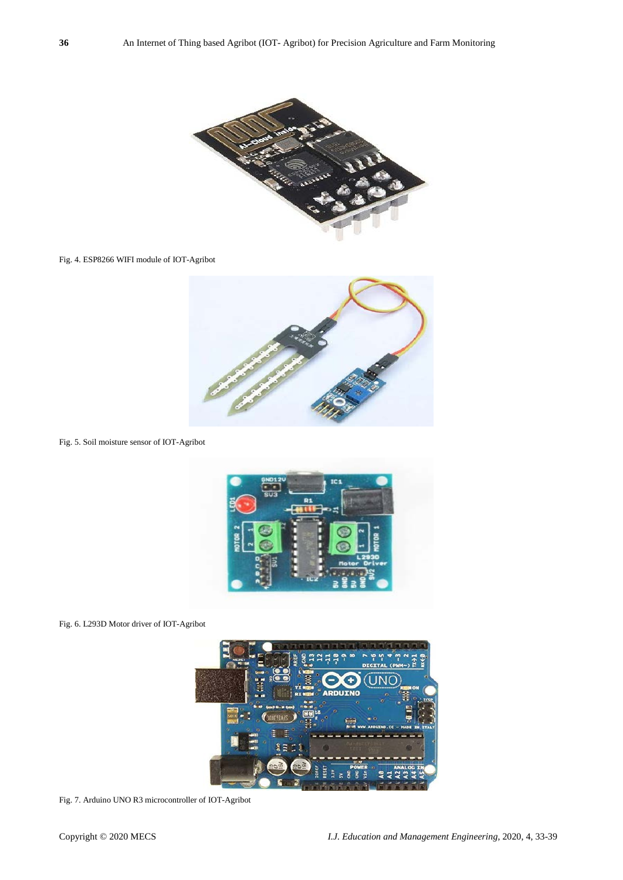Fig. 4. ESP8266 WIFI module of IOT-Agribot

Fig. 5. Soil moisture sensor of IOT-Agribot

Fig. 6. L293D Motor driver of IOT-Agribot

Fig. 7. Arduino UNO R3 microcontroller of IOT-Agribot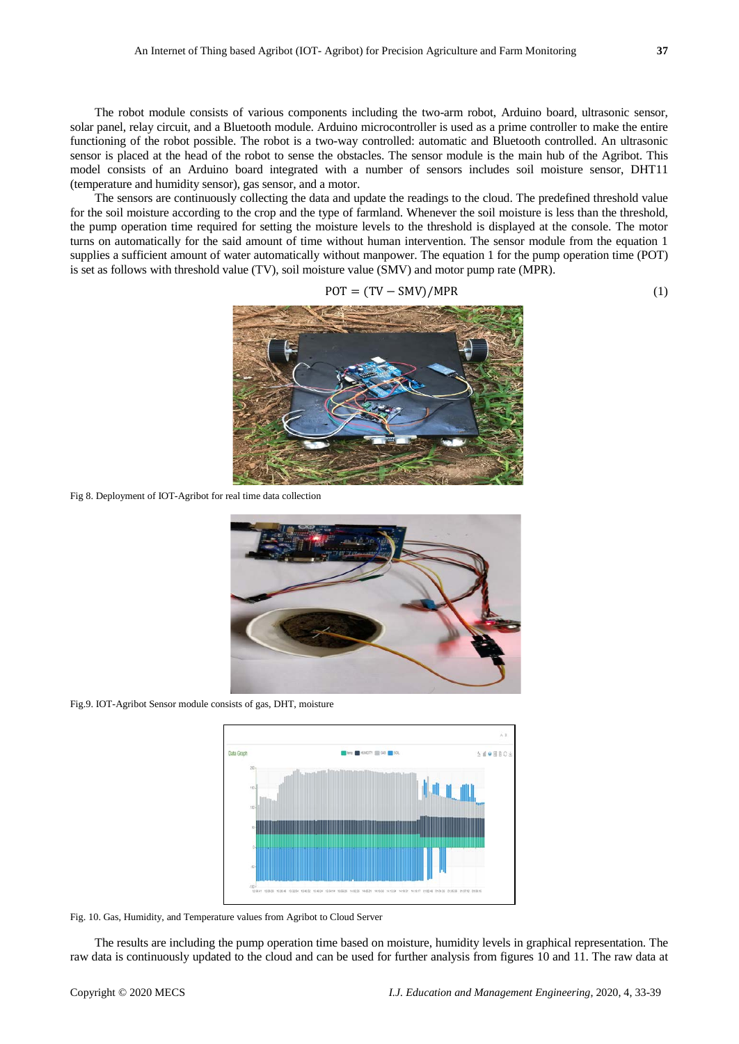The robot module consists of various components including the two-arm robot, Arduino board, ultrasonic sensor, solar panel, relay circuit, and a Bluetooth module. Arduino microcontroller is used as a prime controller to make the entire functioning of the robot possible. The robot is a two-way controlled: automatic and Bluetooth controlled. An ultrasonic sensor is placed at the head of the robot to sense the obstacles. The sensor module is the main hub of the Agribot. This model consists of an Arduino board integrated with a number of sensors includes soil moisture sensor, DHT11 (temperature and humidity sensor), gas sensor, and a motor.

The sensors are continuously collecting the data and update the readings to the cloud. The predefined threshold value for the soil moisture according to the crop and the type of farmland. Whenever the soil moisture is less than the threshold, the pump operation time required for setting the moisture levels to the threshold is displayed at the console. The motor turns on automatically for the said amount of time without human intervention. The sensor module from the equation 1 supplies a sufficient amount of water automatically without manpower. The equation 1 for the pump operation time (POT) is set as follows with threshold value (TV), soil moisture value (SMV) and motor pump rate (MPR).

$$\text{POT} = (\text{TV} - \text{SMV})/\text{MPR} \tag{1}$$

Fig 8. Deployment of IOT-Agribot for real time data collection

Fig.9. IOT-Agribot Sensor module consists of gas, DHT, moisture

Fig. 10. Gas, Humidity, and Temperature values from Agribot to Cloud Server

The results are including the pump operation time based on moisture, humidity levels in graphical representation. The raw data is continuously updated to the cloud and can be used for further analysis from figures 10 and 11. The raw data at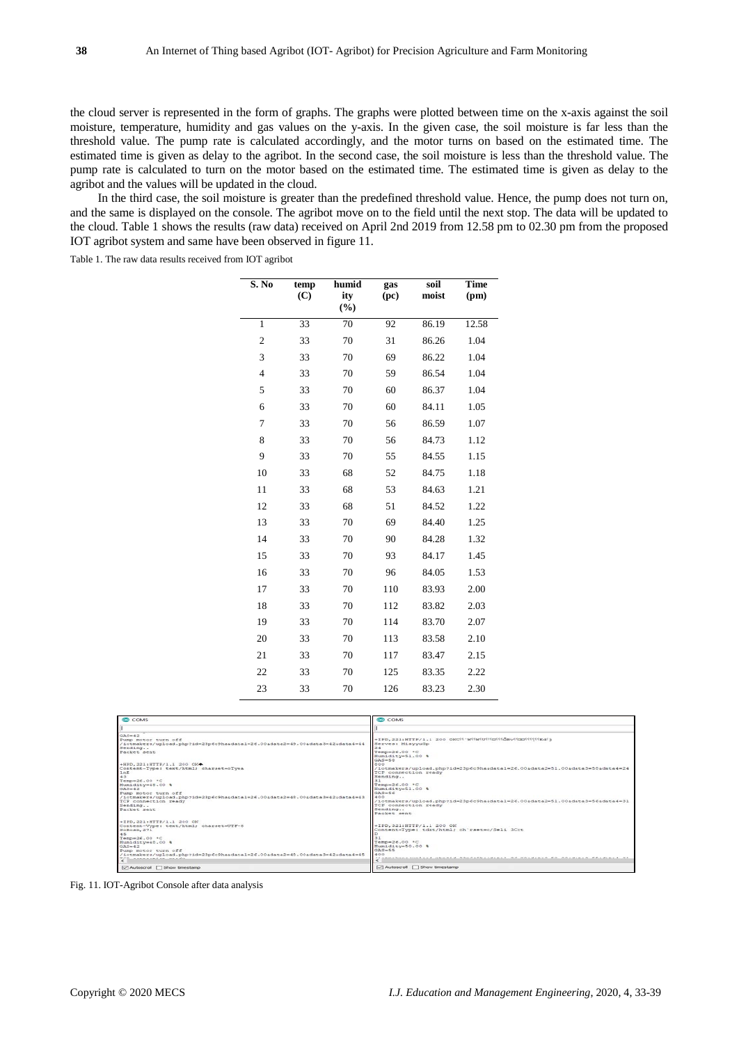the cloud server is represented in the form of graphs. The graphs were plotted between time on the x-axis against the soil moisture, temperature, humidity and gas values on the y-axis. In the given case, the soil moisture is far less than the threshold value. The pump rate is calculated accordingly, and the motor turns on based on the estimated time. The estimated time is given as delay to the agribot. In the second case, the soil moisture is less than the threshold value. The pump rate is calculated to turn on the motor based on the estimated time. The estimated time is given as delay to the agribot and the values will be updated in the cloud.

In the third case, the soil moisture is greater than the predefined threshold value. Hence, the pump does not turn on, and the same is displayed on the console. The agribot move on to the field until the next stop. The data will be updated to the cloud. Table 1 shows the results (raw data) received on April 2nd 2019 from 12.58 pm to 02.30 pm from the proposed IOT agribot system and same have been observed in figure 11.

Table 1. The raw data results received from IOT agribot

| S. No | temp (C) | humidity (%) | gas (pc) | soil moist | Time (pm) |
|---|---|---|---|---|---|
| 1 | 33 | 70 | 92 | 86.19 | 12.58 |
| 2 | 33 | 70 | 31 | 86.26 | 1.04 |
| 3 | 33 | 70 | 69 | 86.22 | 1.04 |
| 4 | 33 | 70 | 59 | 86.54 | 1.04 |
| 5 | 33 | 70 | 60 | 86.37 | 1.04 |
| 6 | 33 | 70 | 60 | 84.11 | 1.05 |
| 7 | 33 | 70 | 56 | 86.59 | 1.07 |
| 8 | 33 | 70 | 56 | 84.73 | 1.12 |
| 9 | 33 | 70 | 55 | 84.55 | 1.15 |
| 10 | 33 | 68 | 52 | 84.75 | 1.18 |
| 11 | 33 | 68 | 53 | 84.63 | 1.21 |
| 12 | 33 | 68 | 51 | 84.52 | 1.22 |
| 13 | 33 | 70 | 69 | 84.40 | 1.25 |
| 14 | 33 | 70 | 90 | 84.28 | 1.32 |
| 15 | 33 | 70 | 93 | 84.17 | 1.45 |
| 16 | 33 | 70 | 96 | 84.05 | 1.53 |
| 17 | 33 | 70 | 110 | 83.93 | 2.00 |
| 18 | 33 | 70 | 112 | 83.82 | 2.03 |
| 19 | 33 | 70 | 114 | 83.70 | 2.07 |
| 20 | 33 | 70 | 113 | 83.58 | 2.10 |
| 21 | 33 | 70 | 117 | 83.47 | 2.15 |
| 22 | 33 | 70 | 125 | 83.35 | 2.22 |
| 23 | 33 | 70 | 126 | 83.23 | 2.30 |

Fig. 11. IOT-Agribot Console after data analysis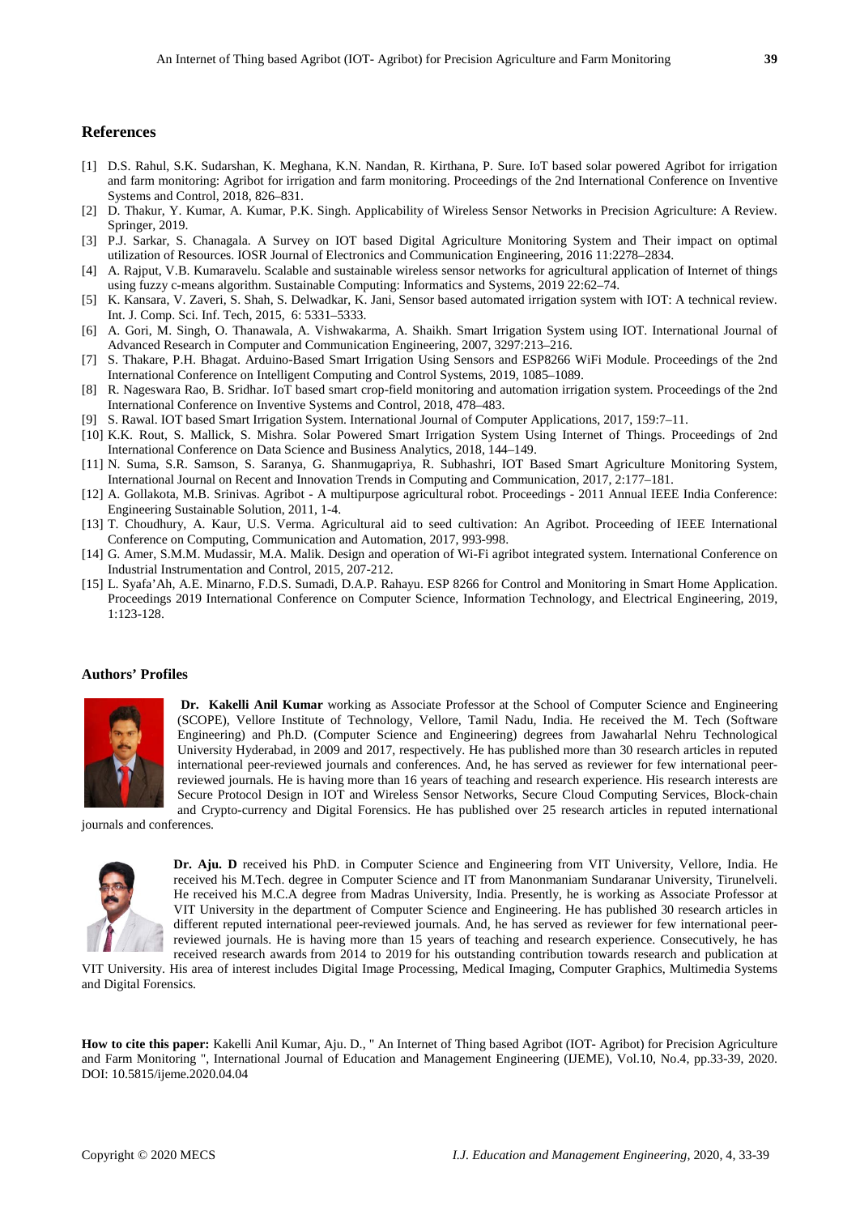## References

[1] D.S. Rahul, S.K. Sudarshan, K. Meghana, K.N. Nandan, R. Kirthana, P. Sure. IoT based solar powered Agribot for irrigation and farm monitoring: Agribot for irrigation and farm monitoring. Proceedings of the 2nd International Conference on Inventive Systems and Control, 2018, 826–831.

[2] D. Thakur, Y. Kumar, A. Kumar, P.K. Singh. Applicability of Wireless Sensor Networks in Precision Agriculture: A Review. Springer, 2019.

[3] P.J. Sarkar, S. Chanagala. A Survey on IOT based Digital Agriculture Monitoring System and Their impact on optimal utilization of Resources. IOSR Journal of Electronics and Communication Engineering, 2016 11:2278–2834.

[4] A. Rajput, V.B. Kumaravelu. Scalable and sustainable wireless sensor networks for agricultural application of Internet of things using fuzzy c-means algorithm. Sustainable Computing: Informatics and Systems, 2019 22:62–74.

[5] K. Kansara, V. Zaveri, S. Shah, S. Delwadkar, K. Jani, Sensor based automated irrigation system with IOT: A technical review. Int. J. Comp. Sci. Inf. Tech, 2015, 6: 5331–5333.

[6] A. Gori, M. Singh, O. Thanawala, A. Vishwakarma, A. Shaikh. Smart Irrigation System using IOT. International Journal of Advanced Research in Computer and Communication Engineering, 2007, 3297:213–216.

[7] S. Thakare, P.H. Bhagat. Arduino-Based Smart Irrigation Using Sensors and ESP8266 WiFi Module. Proceedings of the 2nd International Conference on Intelligent Computing and Control Systems, 2019, 1085–1089.

[8] R. Nageswara Rao, B. Sridhar. IoT based smart crop-field monitoring and automation irrigation system. Proceedings of the 2nd International Conference on Inventive Systems and Control, 2018, 478–483.

[9] S. Rawal. IOT based Smart Irrigation System. International Journal of Computer Applications, 2017, 159:7–11.

[10] K.K. Rout, S. Mallick, S. Mishra. Solar Powered Smart Irrigation System Using Internet of Things. Proceedings of 2nd International Conference on Data Science and Business Analytics, 2018, 144–149.

[11] N. Suma, S.R. Samson, S. Saranya, G. Shanmugapriya, R. Subhashri, IOT Based Smart Agriculture Monitoring System, International Journal on Recent and Innovation Trends in Computing and Communication, 2017, 2:177–181.

[12] A. Gollakota, M.B. Srinivas. Agribot - A multipurpose agricultural robot. Proceedings - 2011 Annual IEEE India Conference: Engineering Sustainable Solution, 2011, 1-4.

[13] T. Choudhury, A. Kaur, U.S. Verma. Agricultural aid to seed cultivation: An Agribot. Proceeding of IEEE International Conference on Computing, Communication and Automation, 2017, 993-998.

[14] G. Amer, S.M.M. Mudassir, M.A. Malik. Design and operation of Wi-Fi agribot integrated system. International Conference on Industrial Instrumentation and Control, 2015, 207-212.

[15] L. Syafa'Ah, A.E. Minarno, F.D.S. Sumadi, D.A.P. Rahayu. ESP 8266 for Control and Monitoring in Smart Home Application. Proceedings 2019 International Conference on Computer Science, Information Technology, and Electrical Engineering, 2019, 1:123-128.

## Authors' Profiles

**Dr. Kakelli Anil Kumar** working as Associate Professor at the School of Computer Science and Engineering (SCOPE), Vellore Institute of Technology, Vellore, Tamil Nadu, India. He received the M. Tech (Software Engineering) and Ph.D. (Computer Science and Engineering) degrees from Jawaharlal Nehru Technological University Hyderabad, in 2009 and 2017, respectively. He has published more than 30 research articles in reputed international peer-reviewed journals and conferences. And, he has served as reviewer for few international peer-reviewed journals. He is having more than 16 years of teaching and research experience. His research interests are Secure Protocol Design in IOT and Wireless Sensor Networks, Secure Cloud Computing Services, Block-chain and Crypto-currency and Digital Forensics. He has published over 25 research articles in reputed international journals and conferences.

**Dr. Aju. D** received his PhD. in Computer Science and Engineering from VIT University, Vellore, India. He received his M.Tech. degree in Computer Science and IT from Manonmaniam Sundaranar University, Tirunelveli. He received his M.C.A degree from Madras University, India. Presently, he is working as Associate Professor at VIT University in the department of Computer Science and Engineering. He has published 30 research articles in different reputed international peer-reviewed journals. And, he has served as reviewer for few international peer-reviewed journals. He is having more than 15 years of teaching and research experience. Consecutively, he has received research awards from 2014 to 2019 for his outstanding contribution towards research and publication at VIT University. His area of interest includes Digital Image Processing, Medical Imaging, Computer Graphics, Multimedia Systems and Digital Forensics.

**How to cite this paper:** Kakelli Anil Kumar, Aju. D., " An Internet of Thing based Agribot (IOT- Agribot) for Precision Agriculture and Farm Monitoring ", International Journal of Education and Management Engineering (IJEME), Vol.10, No.4, pp.33-39, 2020. DOI: 10.5815/ijeme.2020.04.04